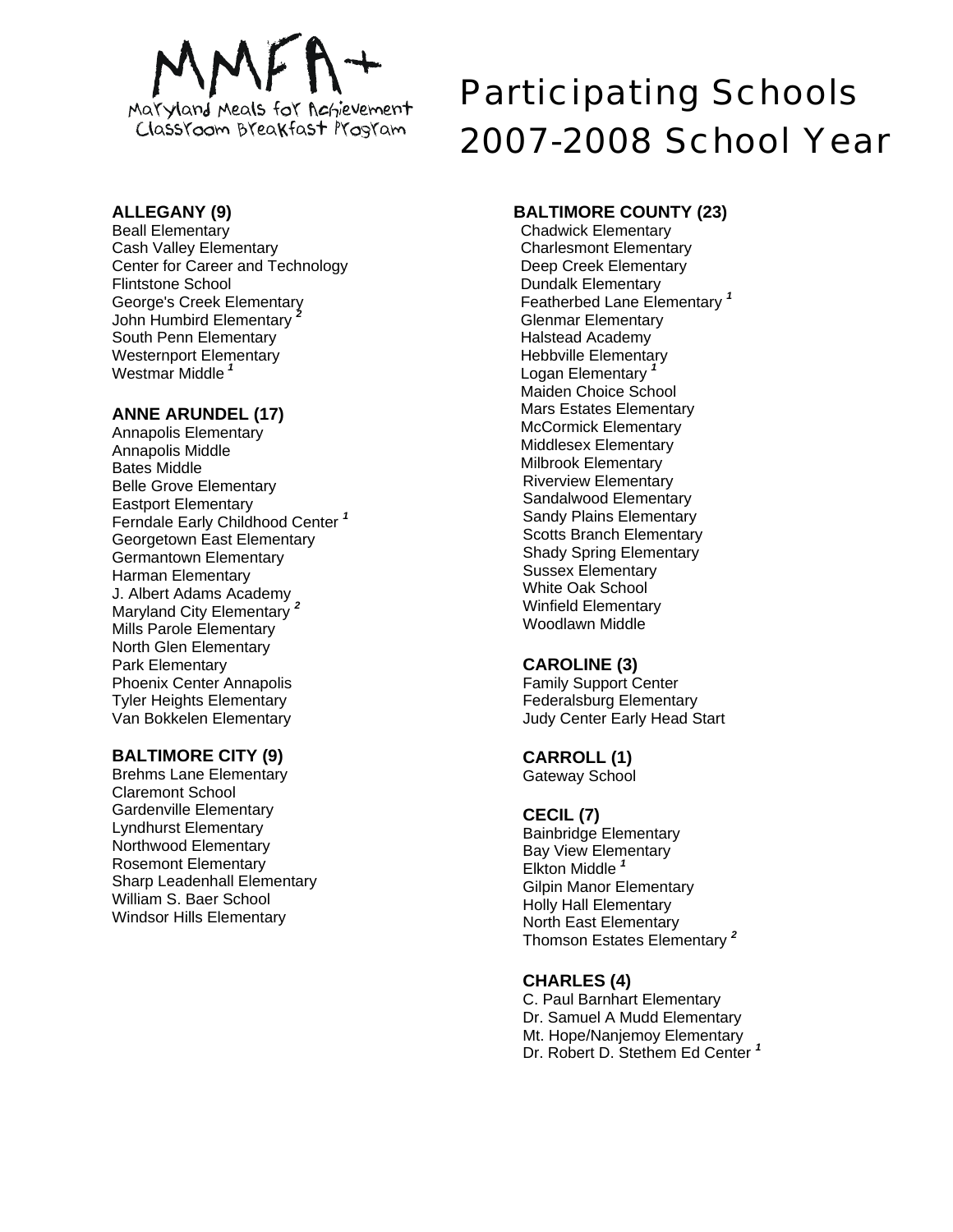MMFA+

Maryland Meals for Achievement Classroom Breakfast Program

# Participating Schools 2007-2008 School Year

**ALLEGANY (9)**
Beall Elementary
Cash Valley Elementary
Center for Career and Technology
Flintstone School
George's Creek Elementary
John Humbird Elementary [2]
South Penn Elementary
Westernport Elementary
Westmar Middle [1]

**ANNE ARUNDEL (17)**
Annapolis Elementary
Annapolis Middle
Bates Middle
Belle Grove Elementary
Eastport Elementary
Ferndale Early Childhood Center [1]
Georgetown East Elementary
Germantown Elementary
Harman Elementary
J. Albert Adams Academy
Maryland City Elementary [2]
Mills Parole Elementary
North Glen Elementary
Park Elementary
Phoenix Center Annapolis
Tyler Heights Elementary
Van Bokkelen Elementary

**BALTIMORE CITY (9)**
Brehms Lane Elementary
Claremont School
Gardenville Elementary
Lyndhurst Elementary
Northwood Elementary
Rosemont Elementary
Sharp Leadenhall Elementary
William S. Baer School
Windsor Hills Elementary

**BALTIMORE COUNTY (23)**
Chadwick Elementary
Charlesmont Elementary
Deep Creek Elementary
Dundalk Elementary
Featherbed Lane Elementary [1]
Glenmar Elementary
Halstead Academy
Hebbville Elementary
Logan Elementary [1]
Maiden Choice School
Mars Estates Elementary
McCormick Elementary
Middlesex Elementary
Milbrook Elementary
Riverview Elementary
Sandalwood Elementary
Sandy Plains Elementary
Scotts Branch Elementary
Shady Spring Elementary
Sussex Elementary
White Oak School
Winfield Elementary
Woodlawn Middle

**CAROLINE (3)**
Family Support Center
Federalsburg Elementary
Judy Center Early Head Start

**CARROLL (1)**
Gateway School

**CECIL (7)**
Bainbridge Elementary
Bay View Elementary
Elkton Middle [1]
Gilpin Manor Elementary
Holly Hall Elementary
North East Elementary
Thomson Estates Elementary [2]

**CHARLES (4)**
C. Paul Barnhart Elementary
Dr. Samuel A Mudd Elementary
Mt. Hope/Nanjemoy Elementary
Dr. Robert D. Stethem Ed Center [1]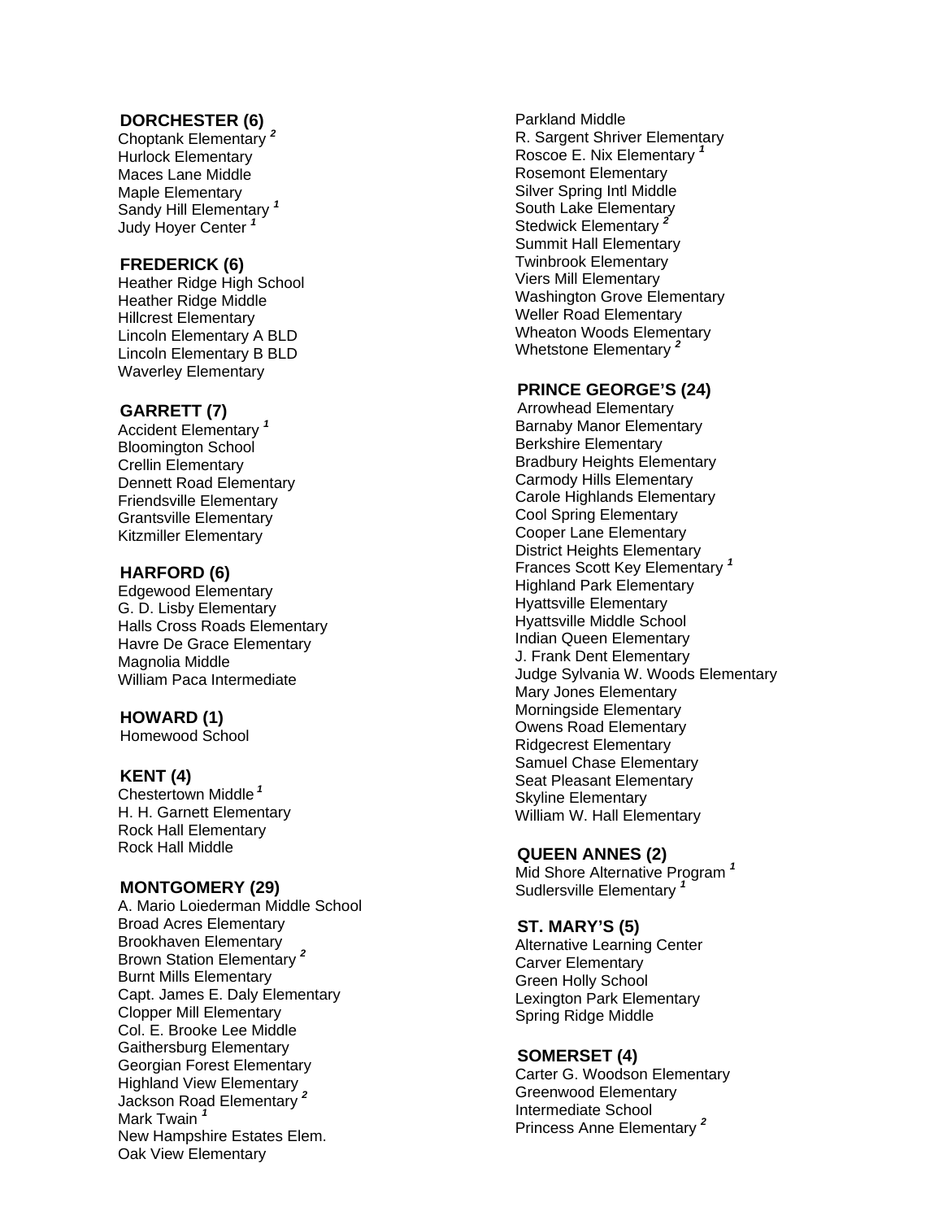**DORCHESTER (6)**

Choptank Elementary [2]
Hurlock Elementary
Maces Lane Middle
Maple Elementary
Sandy Hill Elementary [1]
Judy Hoyer Center [1]

**FREDERICK (6)**

Heather Ridge High School
Heather Ridge Middle
Hillcrest Elementary
Lincoln Elementary A BLD
Lincoln Elementary B BLD
Waverley Elementary

**GARRETT (7)**

Accident Elementary [1]
Bloomington School
Crellin Elementary
Dennett Road Elementary
Friendsville Elementary
Grantsville Elementary
Kitzmiller Elementary

**HARFORD (6)**

Edgewood Elementary
G. D. Lisby Elementary
Halls Cross Roads Elementary
Havre De Grace Elementary
Magnolia Middle
William Paca Intermediate

**HOWARD (1)**

Homewood School

**KENT (4)**

Chestertown Middle [1]
H. H. Garnett Elementary
Rock Hall Elementary
Rock Hall Middle

**MONTGOMERY (29)**

A. Mario Loiederman Middle School
Broad Acres Elementary
Brookhaven Elementary
Brown Station Elementary [2]
Burnt Mills Elementary
Capt. James E. Daly Elementary
Clopper Mill Elementary
Col. E. Brooke Lee Middle
Gaithersburg Elementary
Georgian Forest Elementary
Highland View Elementary
Jackson Road Elementary [2]
Mark Twain [1]
New Hampshire Estates Elem.
Oak View Elementary
Parkland Middle
R. Sargent Shriver Elementary
Roscoe E. Nix Elementary [1]
Rosemont Elementary
Silver Spring Intl Middle
South Lake Elementary
Stedwick Elementary [2]
Summit Hall Elementary
Twinbrook Elementary
Viers Mill Elementary
Washington Grove Elementary
Weller Road Elementary
Wheaton Woods Elementary
Whetstone Elementary [2]

**PRINCE GEORGE'S (24)**

Arrowhead Elementary
Barnaby Manor Elementary
Berkshire Elementary
Bradbury Heights Elementary
Carmody Hills Elementary
Carole Highlands Elementary
Cool Spring Elementary
Cooper Lane Elementary
District Heights Elementary
Frances Scott Key Elementary [1]
Highland Park Elementary
Hyattsville Elementary
Hyattsville Middle School
Indian Queen Elementary
J. Frank Dent Elementary
Judge Sylvania W. Woods Elementary
Mary Jones Elementary
Morningside Elementary
Owens Road Elementary
Ridgecrest Elementary
Samuel Chase Elementary
Seat Pleasant Elementary
Skyline Elementary
William W. Hall Elementary

**QUEEN ANNES (2)**

Mid Shore Alternative Program [1]
Sudlersville Elementary [1]

**ST. MARY'S (5)**

Alternative Learning Center
Carver Elementary
Green Holly School
Lexington Park Elementary
Spring Ridge Middle

**SOMERSET (4)**

Carter G. Woodson Elementary
Greenwood Elementary
Intermediate School
Princess Anne Elementary [2]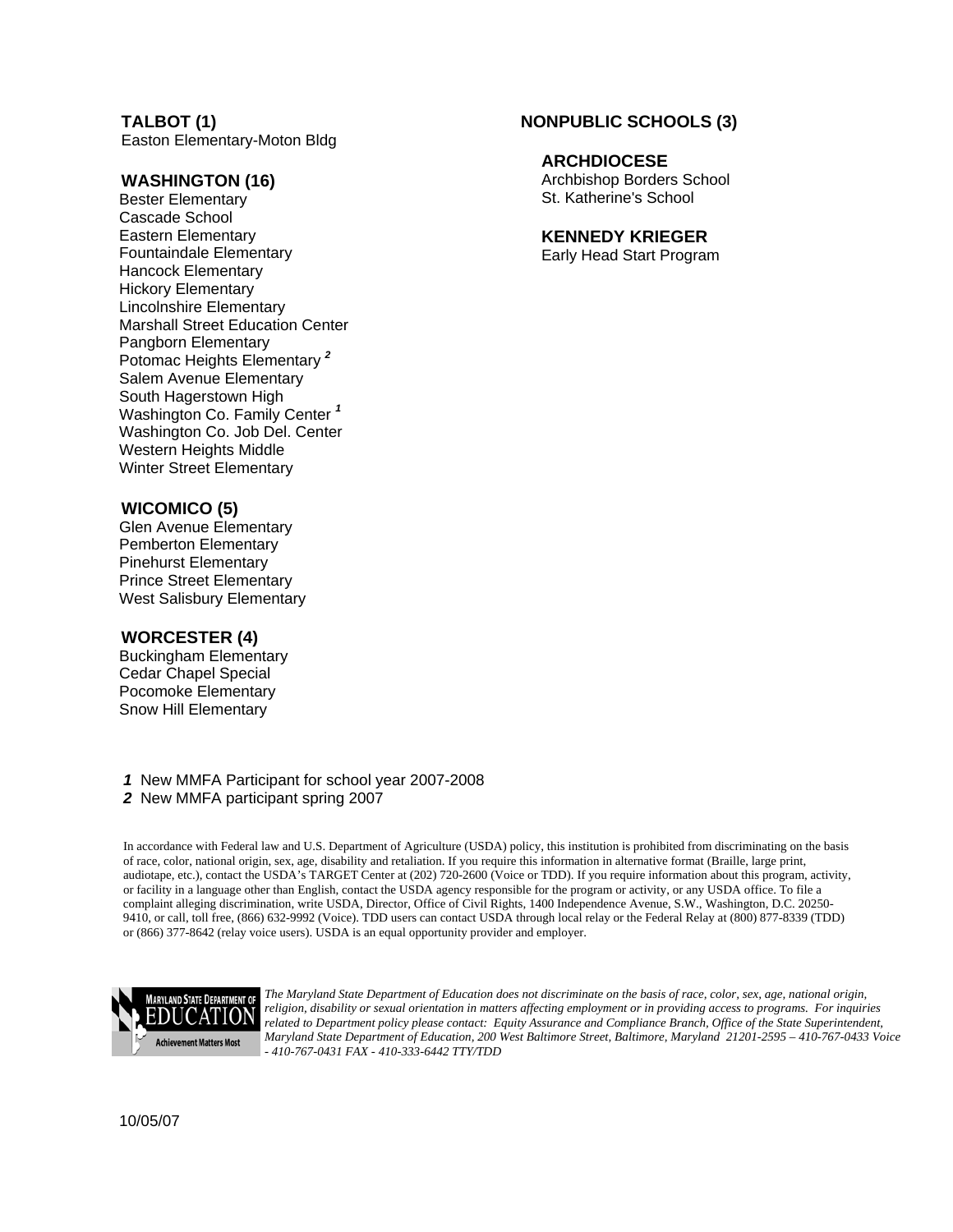## TALBOT (1)

Easton Elementary-Moton Bldg

## WASHINGTON (16)

Bester Elementary
Cascade School
Eastern Elementary
Fountaindale Elementary
Hancock Elementary
Hickory Elementary
Lincolnshire Elementary
Marshall Street Education Center
Pangborn Elementary
Potomac Heights Elementary [2]
Salem Avenue Elementary
South Hagerstown High
Washington Co. Family Center [1]
Washington Co. Job Del. Center
Western Heights Middle
Winter Street Elementary

## WICOMICO (5)

Glen Avenue Elementary
Pemberton Elementary
Pinehurst Elementary
Prince Street Elementary
West Salisbury Elementary

## WORCESTER (4)

Buckingham Elementary
Cedar Chapel Special
Pocomoke Elementary
Snow Hill Elementary

## NONPUBLIC SCHOOLS (3)

### ARCHDIOCESE

Archbishop Borders School
St. Katherine's School

### KENNEDY KRIEGER

Early Head Start Program

***1*** New MMFA Participant for school year 2007-2008
***2*** New MMFA participant spring 2007

In accordance with Federal law and U.S. Department of Agriculture (USDA) policy, this institution is prohibited from discriminating on the basis of race, color, national origin, sex, age, disability and retaliation. If you require this information in alternative format (Braille, large print, audiotape, etc.), contact the USDA's TARGET Center at (202) 720-2600 (Voice or TDD). If you require information about this program, activity, or facility in a language other than English, contact the USDA agency responsible for the program or activity, or any USDA office. To file a complaint alleging discrimination, write USDA, Director, Office of Civil Rights, 1400 Independence Avenue, S.W., Washington, D.C. 20250-9410, or call, toll free, (866) 632-9992 (Voice). TDD users can contact USDA through local relay or the Federal Relay at (800) 877-8339 (TDD) or (866) 377-8642 (relay voice users). USDA is an equal opportunity provider and employer.

MARYLAND STATE DEPARTMENT OF EDUCATION
Achievement Matters Most

*The Maryland State Department of Education does not discriminate on the basis of race, color, sex, age, national origin, religion, disability or sexual orientation in matters affecting employment or in providing access to programs. For inquiries related to Department policy please contact: Equity Assurance and Compliance Branch, Office of the State Superintendent, Maryland State Department of Education, 200 West Baltimore Street, Baltimore, Maryland 21201-2595 – 410-767-0433 Voice - 410-767-0431 FAX - 410-333-6442 TTY/TDD*

10/05/07